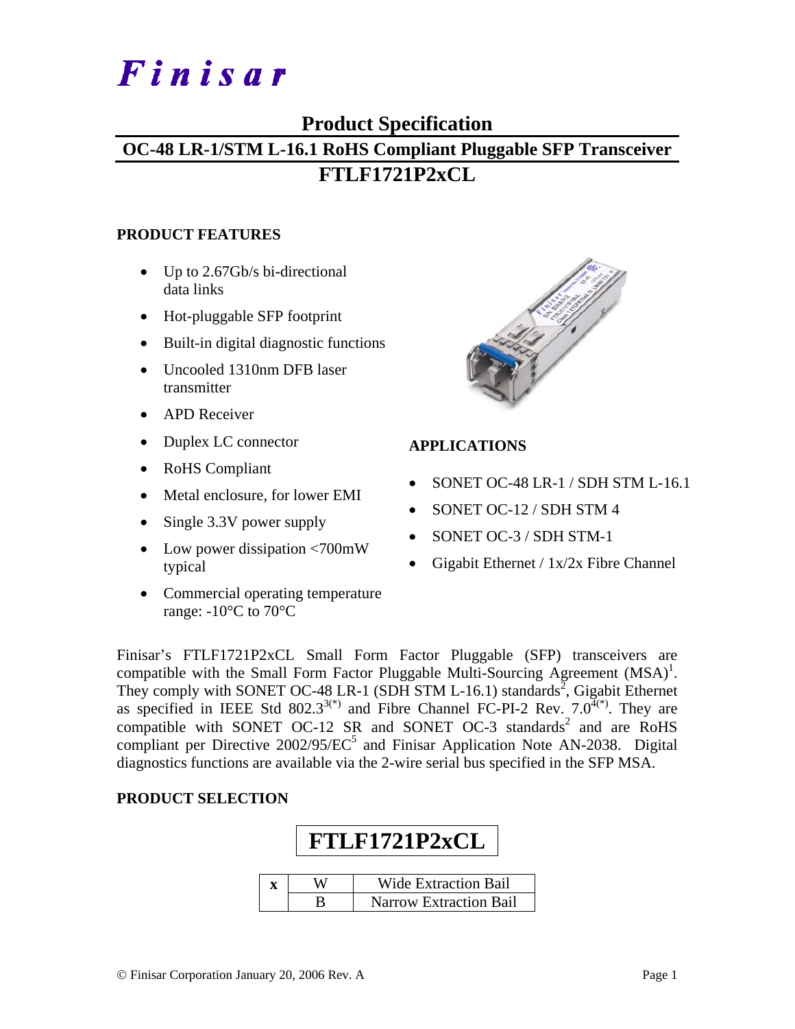# Finisar

## Product Specification

## OC-48 LR-1/STM L-16.1 RoHS Compliant Pluggable SFP Transceiver

## FTLF1721P2xCL

### PRODUCT FEATURES

- Up to 2.67Gb/s bi-directional data links
- Hot-pluggable SFP footprint
- Built-in digital diagnostic functions
- Uncooled 1310nm DFB laser transmitter
- APD Receiver
- Duplex LC connector
- RoHS Compliant
- Metal enclosure, for lower EMI
- Single 3.3V power supply
- Low power dissipation <700mW typical
- Commercial operating temperature range: -10°C to 70°C

### APPLICATIONS

- SONET OC-48 LR-1 / SDH STM L-16.1
- SONET OC-12 / SDH STM 4
- SONET OC-3 / SDH STM-1
- Gigabit Ethernet / 1x/2x Fibre Channel

Finisar's FTLF1721P2xCL Small Form Factor Pluggable (SFP) transceivers are compatible with the Small Form Factor Pluggable Multi-Sourcing Agreement (MSA)[1]. They comply with SONET OC-48 LR-1 (SDH STM L-16.1) standards[2], Gigabit Ethernet as specified in IEEE Std 802.3[3(*)] and Fibre Channel FC-PI-2 Rev. 7.0[4(*)]. They are compatible with SONET OC-12 SR and SONET OC-3 standards[2] and are RoHS compliant per Directive 2002/95/EC[5] and Finisar Application Note AN-2038. Digital diagnostics functions are available via the 2-wire serial bus specified in the SFP MSA.

### PRODUCT SELECTION

**FTLF1721P2xCL**

| x | W | Wide Extraction Bail |
|---|---|---|
| | B | Narrow Extraction Bail |

© Finisar Corporation January 20, 2006 Rev. A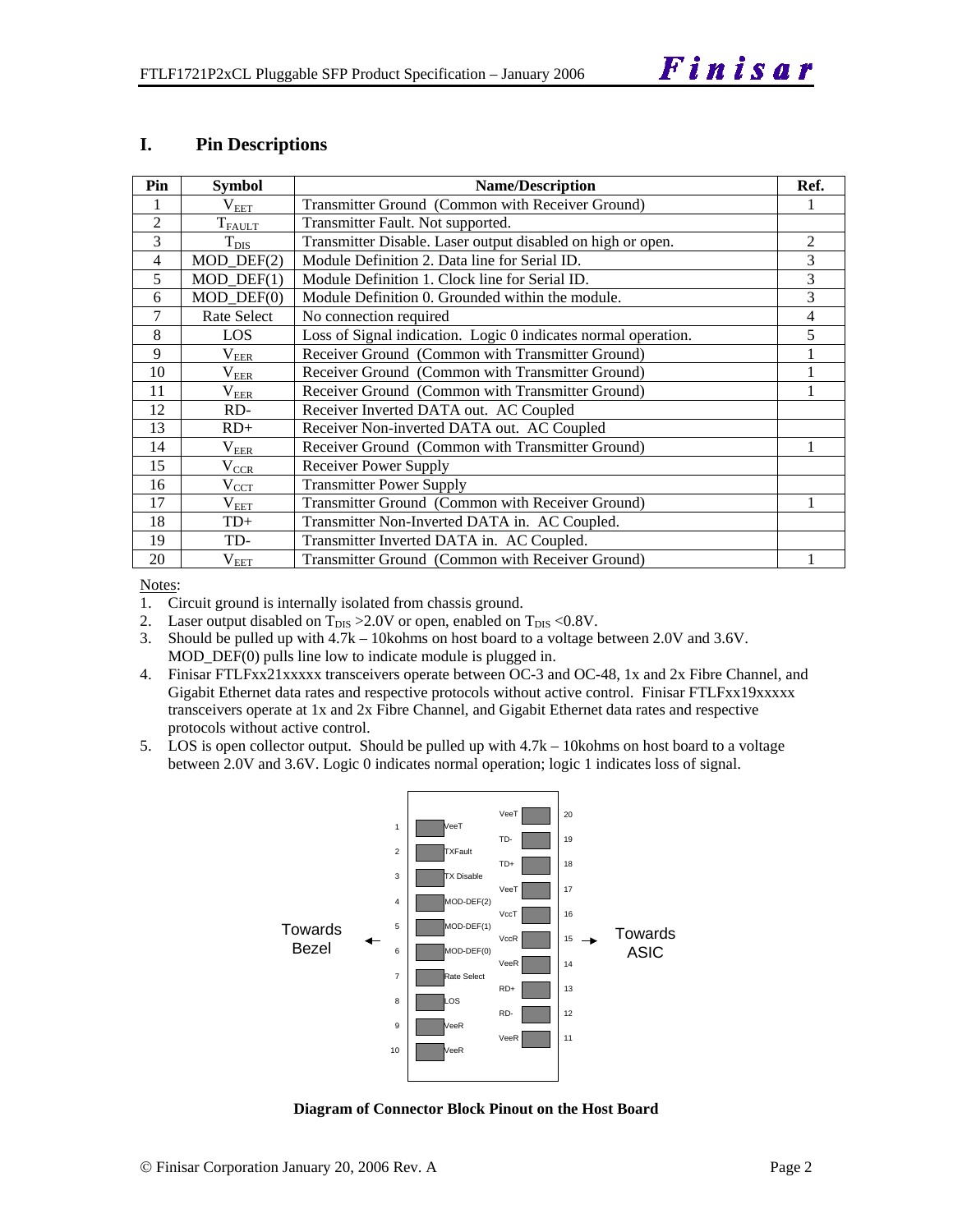## I. Pin Descriptions

| Pin | Symbol | Name/Description | Ref. |
|---|---|---|---|
| 1 | $V_{EET}$ | Transmitter Ground (Common with Receiver Ground) | 1 |
| 2 | $T_{FAULT}$ | Transmitter Fault. Not supported. | |
| 3 | $T_{DIS}$ | Transmitter Disable. Laser output disabled on high or open. | 2 |
| 4 | MOD_DEF(2) | Module Definition 2. Data line for Serial ID. | 3 |
| 5 | MOD_DEF(1) | Module Definition 1. Clock line for Serial ID. | 3 |
| 6 | MOD_DEF(0) | Module Definition 0. Grounded within the module. | 3 |
| 7 | Rate Select | No connection required | 4 |
| 8 | LOS | Loss of Signal indication. Logic 0 indicates normal operation. | 5 |
| 9 | $V_{EER}$ | Receiver Ground (Common with Transmitter Ground) | 1 |
| 10 | $V_{EER}$ | Receiver Ground (Common with Transmitter Ground) | 1 |
| 11 | $V_{EER}$ | Receiver Ground (Common with Transmitter Ground) | 1 |
| 12 | RD- | Receiver Inverted DATA out. AC Coupled | |
| 13 | RD+ | Receiver Non-inverted DATA out. AC Coupled | |
| 14 | $V_{EER}$ | Receiver Ground (Common with Transmitter Ground) | 1 |
| 15 | $V_{CCR}$ | Receiver Power Supply | |
| 16 | $V_{CCT}$ | Transmitter Power Supply | |
| 17 | $V_{EET}$ | Transmitter Ground (Common with Receiver Ground) | 1 |
| 18 | TD+ | Transmitter Non-Inverted DATA in. AC Coupled. | |
| 19 | TD- | Transmitter Inverted DATA in. AC Coupled. | |
| 20 | $V_{EET}$ | Transmitter Ground (Common with Receiver Ground) | 1 |

Notes:

1. Circuit ground is internally isolated from chassis ground.
2. Laser output disabled on $T_{DIS}$ >2.0V or open, enabled on $T_{DIS}$ <0.8V.
3. Should be pulled up with 4.7k – 10kohms on host board to a voltage between 2.0V and 3.6V. MOD_DEF(0) pulls line low to indicate module is plugged in.
4. Finisar FTLFxx21xxxxx transceivers operate between OC-3 and OC-48, 1x and 2x Fibre Channel, and Gigabit Ethernet data rates and respective protocols without active control. Finisar FTLFxx19xxxxx transceivers operate at 1x and 2x Fibre Channel, and Gigabit Ethernet data rates and respective protocols without active control.
5. LOS is open collector output. Should be pulled up with 4.7k – 10kohms on host board to a voltage between 2.0V and 3.6V. Logic 0 indicates normal operation; logic 1 indicates loss of signal.

| Pin | Signal (Towards Bezel side) | Signal (Towards ASIC side) | Pin |
|---|---|---|---|
| 1 | VeeT | VeeT | 20 |
| 2 | TXFault | TD- | 19 |
| 3 | TX Disable | TD+ | 18 |
| 4 | MOD-DEF(2) | VeeT | 17 |
| 5 | MOD-DEF(1) | VccT | 16 |
| 6 | MOD-DEF(0) | VccR | 15 |
| 7 | Rate Select | VeeR | 14 |
| 8 | LOS | RD+ | 13 |
| 9 | VeeR | RD- | 12 |
| 10 | VeeR | VeeR | 11 |

**Diagram of Connector Block Pinout on the Host Board**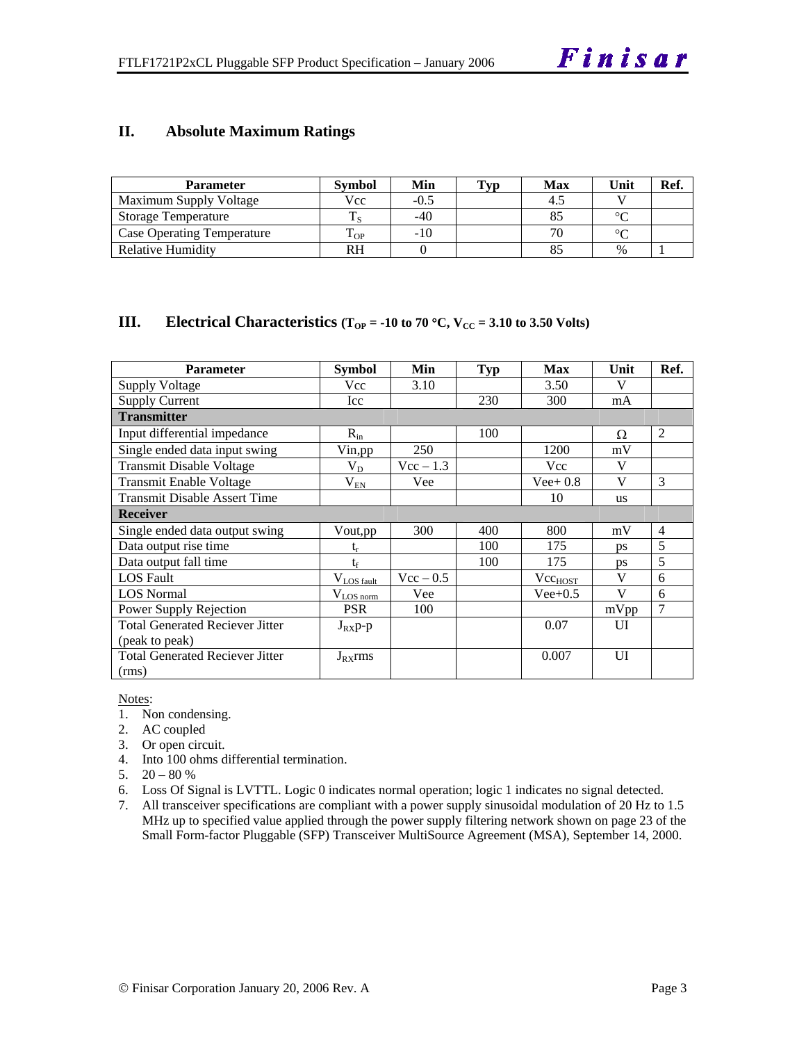## II. Absolute Maximum Ratings

| Parameter | Symbol | Min | Typ | Max | Unit | Ref. |
|---|---|---|---|---|---|---|
| Maximum Supply Voltage | Vcc | -0.5 | | 4.5 | V | |
| Storage Temperature | $T_S$ | -40 | | 85 | °C | |
| Case Operating Temperature | $T_{OP}$ | -10 | | 70 | °C | |
| Relative Humidity | RH | 0 | | 85 | % | 1 |

## III. Electrical Characteristics ($T_{OP}$ = -10 to 70 °C, $V_{CC}$ = 3.10 to 3.50 Volts)

| Parameter | Symbol | Min | Typ | Max | Unit | Ref. |
|---|---|---|---|---|---|---|
| Supply Voltage | Vcc | 3.10 | | 3.50 | V | |
| Supply Current | Icc | | 230 | 300 | mA | |
| **Transmitter** | | | | | | |
| Input differential impedance | $R_{in}$ | | 100 | | Ω | 2 |
| Single ended data input swing | Vin,pp | 250 | | 1200 | mV | |
| Transmit Disable Voltage | $V_D$ | Vcc – 1.3 | | Vcc | V | |
| Transmit Enable Voltage | $V_{EN}$ | Vee | | Vee+ 0.8 | V | 3 |
| Transmit Disable Assert Time | | | | 10 | us | |
| **Receiver** | | | | | | |
| Single ended data output swing | Vout,pp | 300 | 400 | 800 | mV | 4 |
| Data output rise time | $t_r$ | | 100 | 175 | ps | 5 |
| Data output fall time | $t_f$ | | 100 | 175 | ps | 5 |
| LOS Fault | $V_{LOS\ fault}$ | Vcc – 0.5 | | $Vcc_{HOST}$ | V | 6 |
| LOS Normal | $V_{LOS\ norm}$ | Vee | | Vee+0.5 | V | 6 |
| Power Supply Rejection | PSR | 100 | | | mVpp | 7 |
| Total Generated Reciever Jitter (peak to peak) | $J_{RX}$p-p | | | 0.07 | UI | |
| Total Generated Reciever Jitter (rms) | $J_{RX}$rms | | | 0.007 | UI | |

Notes:

1. Non condensing.
2. AC coupled
3. Or open circuit.
4. Into 100 ohms differential termination.
5. 20 – 80 %
6. Loss Of Signal is LVTTL. Logic 0 indicates normal operation; logic 1 indicates no signal detected.
7. All transceiver specifications are compliant with a power supply sinusoidal modulation of 20 Hz to 1.5 MHz up to specified value applied through the power supply filtering network shown on page 23 of the Small Form-factor Pluggable (SFP) Transceiver MultiSource Agreement (MSA), September 14, 2000.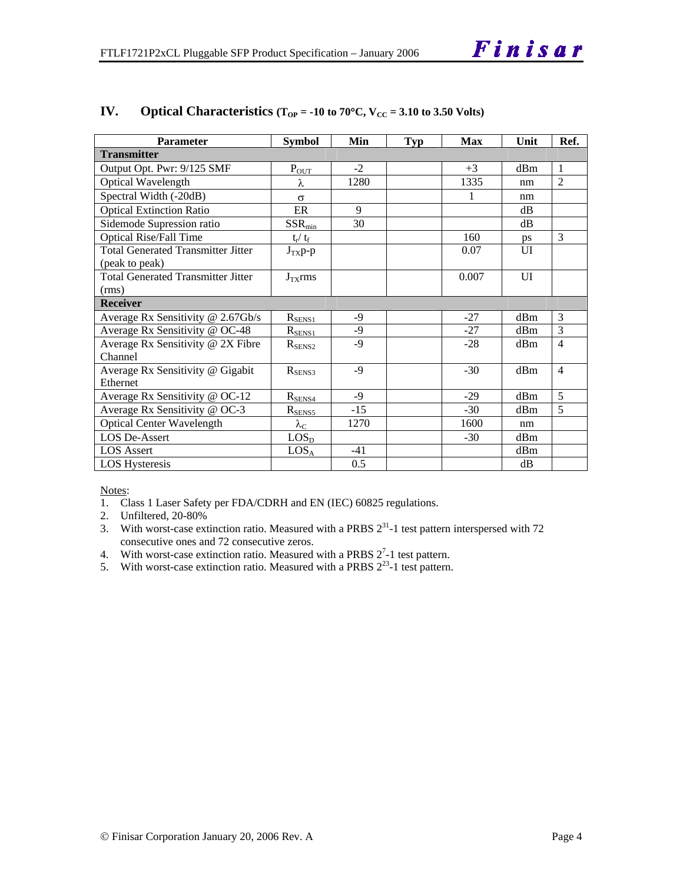## IV. Optical Characteristics ($T_{OP}$ = -10 to 70°C, $V_{CC}$ = 3.10 to 3.50 Volts)

| Parameter | Symbol | Min | Typ | Max | Unit | Ref. |
|---|---|---|---|---|---|---|
| **Transmitter** | | | | | | |
| Output Opt. Pwr: 9/125 SMF | $P_{OUT}$ | -2 | | +3 | dBm | 1 |
| Optical Wavelength | $\lambda$ | 1280 | | 1335 | nm | 2 |
| Spectral Width (-20dB) | $\sigma$ | | | 1 | nm | |
| Optical Extinction Ratio | ER | 9 | | | dB | |
| Sidemode Supression ratio | $SSR_{min}$ | 30 | | | dB | |
| Optical Rise/Fall Time | $t_r/ t_f$ | | | 160 | ps | 3 |
| Total Generated Transmitter Jitter (peak to peak) | $J_{TX}$p-p | | | 0.07 | UI | |
| Total Generated Transmitter Jitter (rms) | $J_{TX}$rms | | | 0.007 | UI | |
| **Receiver** | | | | | | |
| Average Rx Sensitivity @ 2.67Gb/s | $R_{SENS1}$ | -9 | | -27 | dBm | 3 |
| Average Rx Sensitivity @ OC-48 | $R_{SENS1}$ | -9 | | -27 | dBm | 3 |
| Average Rx Sensitivity @ 2X Fibre Channel | $R_{SENS2}$ | -9 | | -28 | dBm | 4 |
| Average Rx Sensitivity @ Gigabit Ethernet | $R_{SENS3}$ | -9 | | -30 | dBm | 4 |
| Average Rx Sensitivity @ OC-12 | $R_{SENS4}$ | -9 | | -29 | dBm | 5 |
| Average Rx Sensitivity @ OC-3 | $R_{SENS5}$ | -15 | | -30 | dBm | 5 |
| Optical Center Wavelength | $\lambda_C$ | 1270 | | 1600 | nm | |
| LOS De-Assert | $LOS_D$ | | | -30 | dBm | |
| LOS Assert | $LOS_A$ | -41 | | | dBm | |
| LOS Hysteresis | | 0.5 | | | dB | |

Notes:

1. Class 1 Laser Safety per FDA/CDRH and EN (IEC) 60825 regulations.
2. Unfiltered, 20-80%
3. With worst-case extinction ratio. Measured with a PRBS $2^{31}$-1 test pattern interspersed with 72 consecutive ones and 72 consecutive zeros.
4. With worst-case extinction ratio. Measured with a PRBS $2^{7}$-1 test pattern.
5. With worst-case extinction ratio. Measured with a PRBS $2^{23}$-1 test pattern.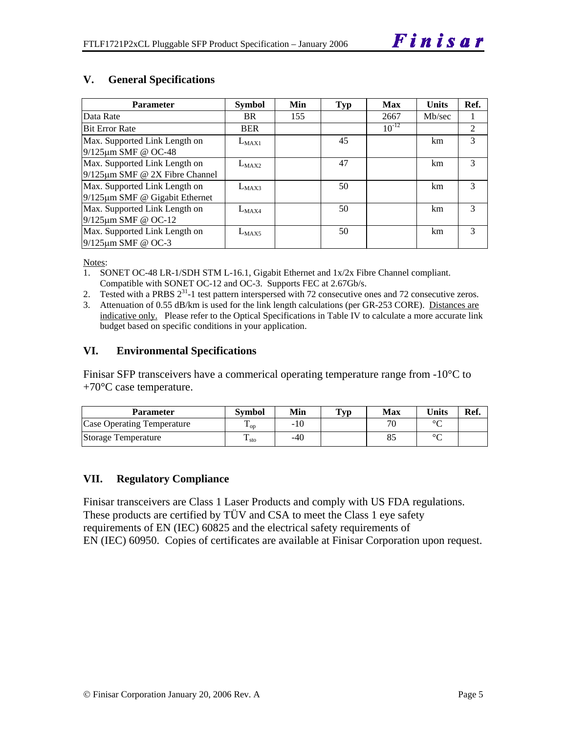## V. General Specifications

| Parameter | Symbol | Min | Typ | Max | Units | Ref. |
|---|---|---|---|---|---|---|
| Data Rate | BR | 155 | | 2667 | Mb/sec | 1 |
| Bit Error Rate | BER | | | $10^{-12}$ | | 2 |
| Max. Supported Link Length on 9/125µm SMF @ OC-48 | $L_{MAX1}$ | | 45 | | km | 3 |
| Max. Supported Link Length on 9/125µm SMF @ 2X Fibre Channel | $L_{MAX2}$ | | 47 | | km | 3 |
| Max. Supported Link Length on 9/125µm SMF @ Gigabit Ethernet | $L_{MAX3}$ | | 50 | | km | 3 |
| Max. Supported Link Length on 9/125µm SMF @ OC-12 | $L_{MAX4}$ | | 50 | | km | 3 |
| Max. Supported Link Length on 9/125µm SMF @ OC-3 | $L_{MAX5}$ | | 50 | | km | 3 |

Notes:

1. SONET OC-48 LR-1/SDH STM L-16.1, Gigabit Ethernet and 1x/2x Fibre Channel compliant. Compatible with SONET OC-12 and OC-3. Supports FEC at 2.67Gb/s.
2. Tested with a PRBS $2^{31}$-1 test pattern interspersed with 72 consecutive ones and 72 consecutive zeros.
3. Attenuation of 0.55 dB/km is used for the link length calculations (per GR-253 CORE). Distances are indicative only. Please refer to the Optical Specifications in Table IV to calculate a more accurate link budget based on specific conditions in your application.

## VI. Environmental Specifications

Finisar SFP transceivers have a commerical operating temperature range from -10°C to +70°C case temperature.

| Parameter | Symbol | Min | Typ | Max | Units | Ref. |
|---|---|---|---|---|---|---|
| Case Operating Temperature | $T_{op}$ | -10 | | 70 | °C | |
| Storage Temperature | $T_{sto}$ | -40 | | 85 | °C | |

## VII. Regulatory Compliance

Finisar transceivers are Class 1 Laser Products and comply with US FDA regulations. These products are certified by TÜV and CSA to meet the Class 1 eye safety requirements of EN (IEC) 60825 and the electrical safety requirements of EN (IEC) 60950. Copies of certificates are available at Finisar Corporation upon request.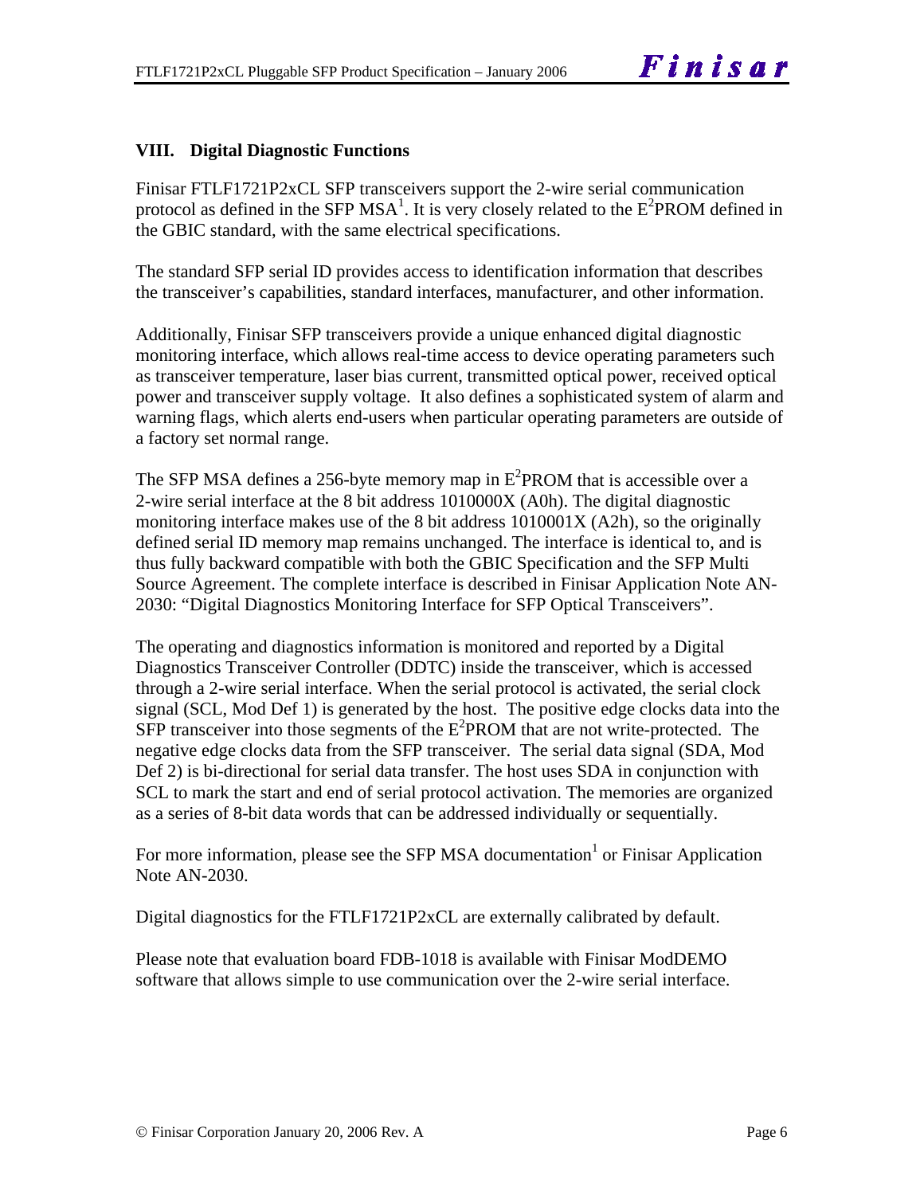## VIII. Digital Diagnostic Functions

Finisar FTLF1721P2xCL SFP transceivers support the 2-wire serial communication protocol as defined in the SFP MSA[1]. It is very closely related to the $E^2$PROM defined in the GBIC standard, with the same electrical specifications.

The standard SFP serial ID provides access to identification information that describes the transceiver's capabilities, standard interfaces, manufacturer, and other information.

Additionally, Finisar SFP transceivers provide a unique enhanced digital diagnostic monitoring interface, which allows real-time access to device operating parameters such as transceiver temperature, laser bias current, transmitted optical power, received optical power and transceiver supply voltage. It also defines a sophisticated system of alarm and warning flags, which alerts end-users when particular operating parameters are outside of a factory set normal range.

The SFP MSA defines a 256-byte memory map in $E^2$PROM that is accessible over a 2-wire serial interface at the 8 bit address 1010000X (A0h). The digital diagnostic monitoring interface makes use of the 8 bit address 1010001X (A2h), so the originally defined serial ID memory map remains unchanged. The interface is identical to, and is thus fully backward compatible with both the GBIC Specification and the SFP Multi Source Agreement. The complete interface is described in Finisar Application Note AN-2030: "Digital Diagnostics Monitoring Interface for SFP Optical Transceivers".

The operating and diagnostics information is monitored and reported by a Digital Diagnostics Transceiver Controller (DDTC) inside the transceiver, which is accessed through a 2-wire serial interface. When the serial protocol is activated, the serial clock signal (SCL, Mod Def 1) is generated by the host. The positive edge clocks data into the SFP transceiver into those segments of the $E^2$PROM that are not write-protected. The negative edge clocks data from the SFP transceiver. The serial data signal (SDA, Mod Def 2) is bi-directional for serial data transfer. The host uses SDA in conjunction with SCL to mark the start and end of serial protocol activation. The memories are organized as a series of 8-bit data words that can be addressed individually or sequentially.

For more information, please see the SFP MSA documentation[1] or Finisar Application Note AN-2030.

Digital diagnostics for the FTLF1721P2xCL are externally calibrated by default.

Please note that evaluation board FDB-1018 is available with Finisar ModDEMO software that allows simple to use communication over the 2-wire serial interface.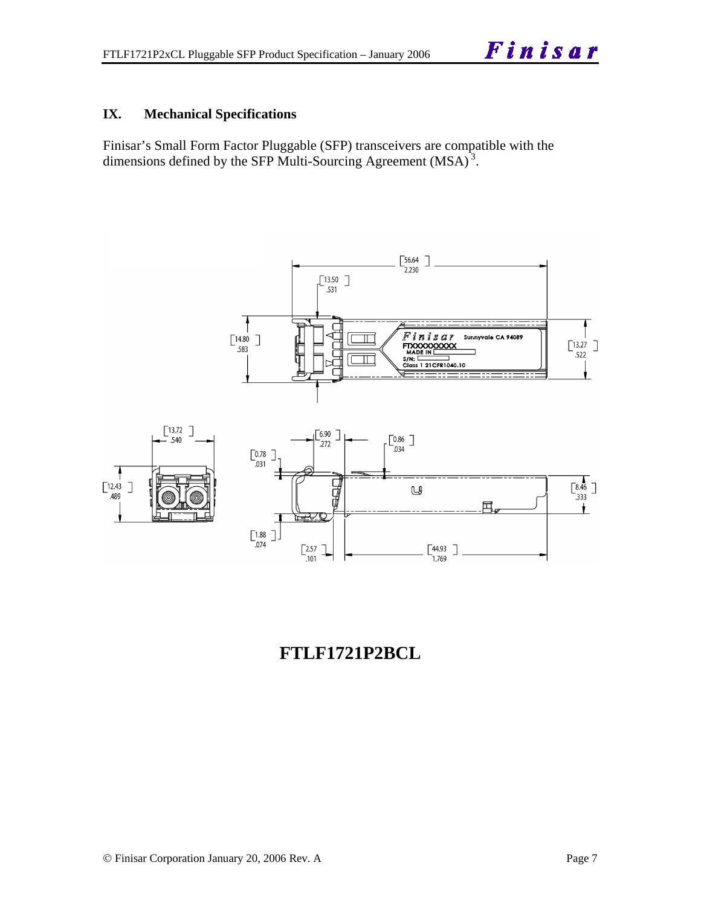## IX. Mechanical Specifications

Finisar's Small Form Factor Pluggable (SFP) transceivers are compatible with the dimensions defined by the SFP Multi-Sourcing Agreement (MSA)[3].

# FTLF1721P2BCL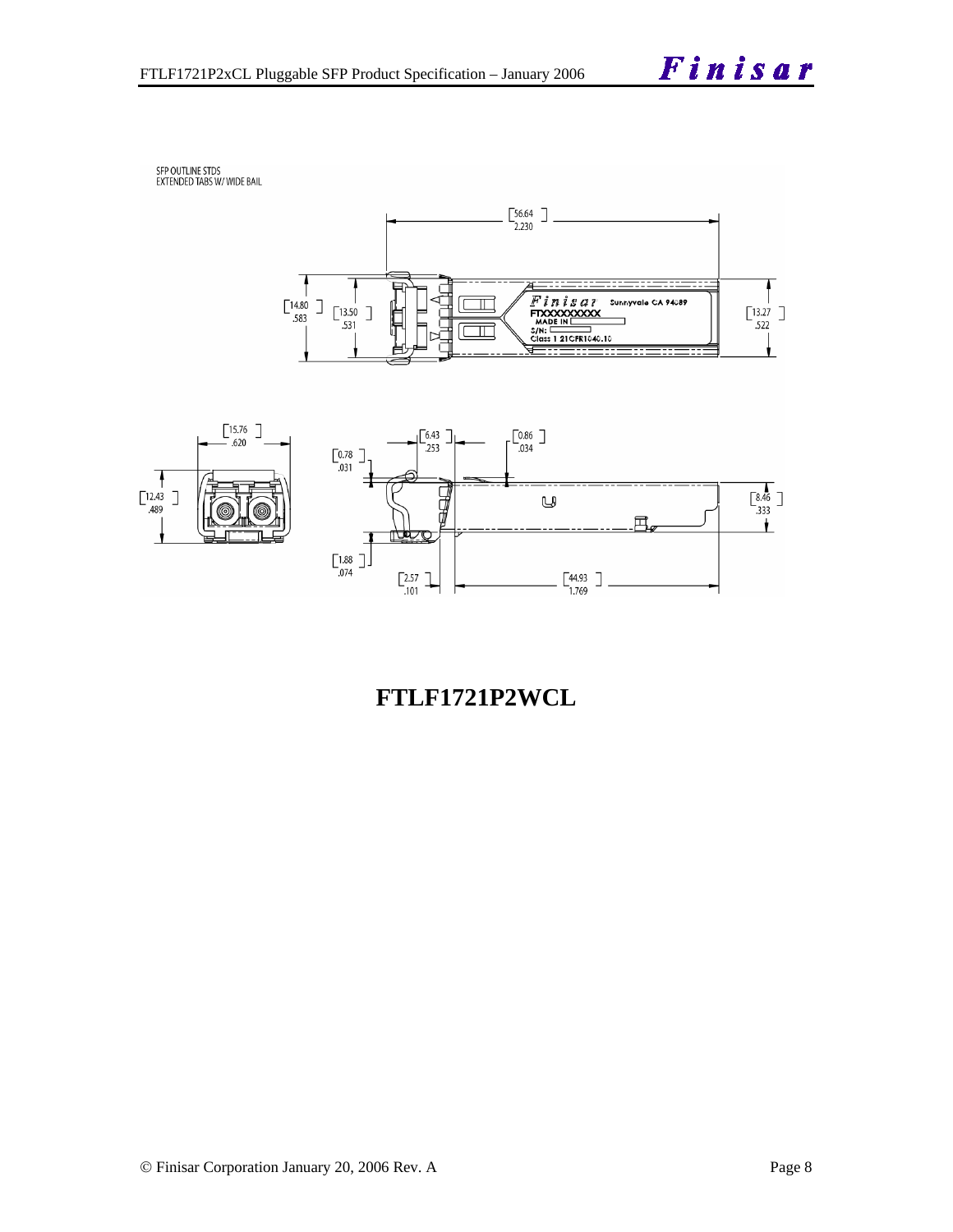SFP OUTLINE STDS
EXTENDED TABS W/ WIDE BAIL

[56.64]
2.230

[14.80]
.583

[13.50]
.531

[13.27]
.522

Finisar Sunnyvale CA 94089
FTXXXXXXXXX
MADE IN
S/N:
Class 1 21CFR1040.10

[15.76]
.620

[12.43]
.489

[6.43]
.253

[0.86]
.034

[0.78]
.031

[8.46]
.333

[1.88]
.074

[2.57]
.101

[44.93]
1.769

# FTLF1721P2WCL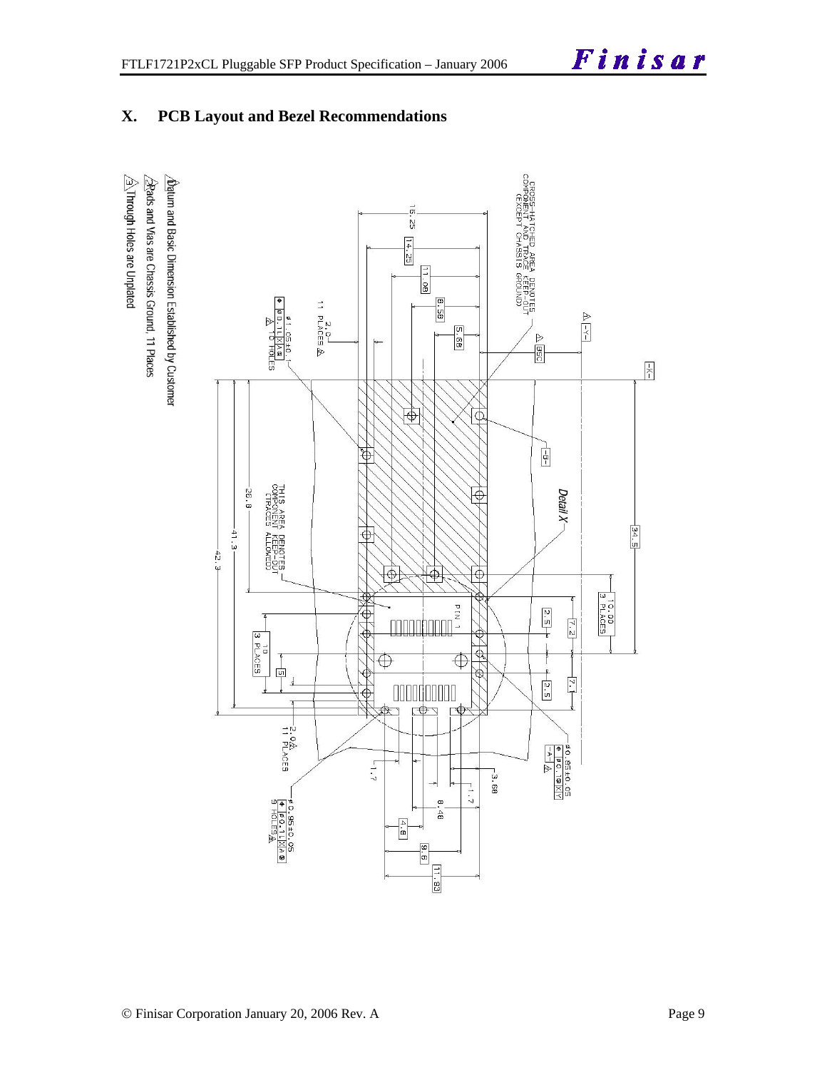## X. PCB Layout and Bezel Recommendations

1. Datum and Basic Dimension Established by Customer
2. Pads and Vias are Chassis Ground, 11 Places
3. Through Holes are Unplated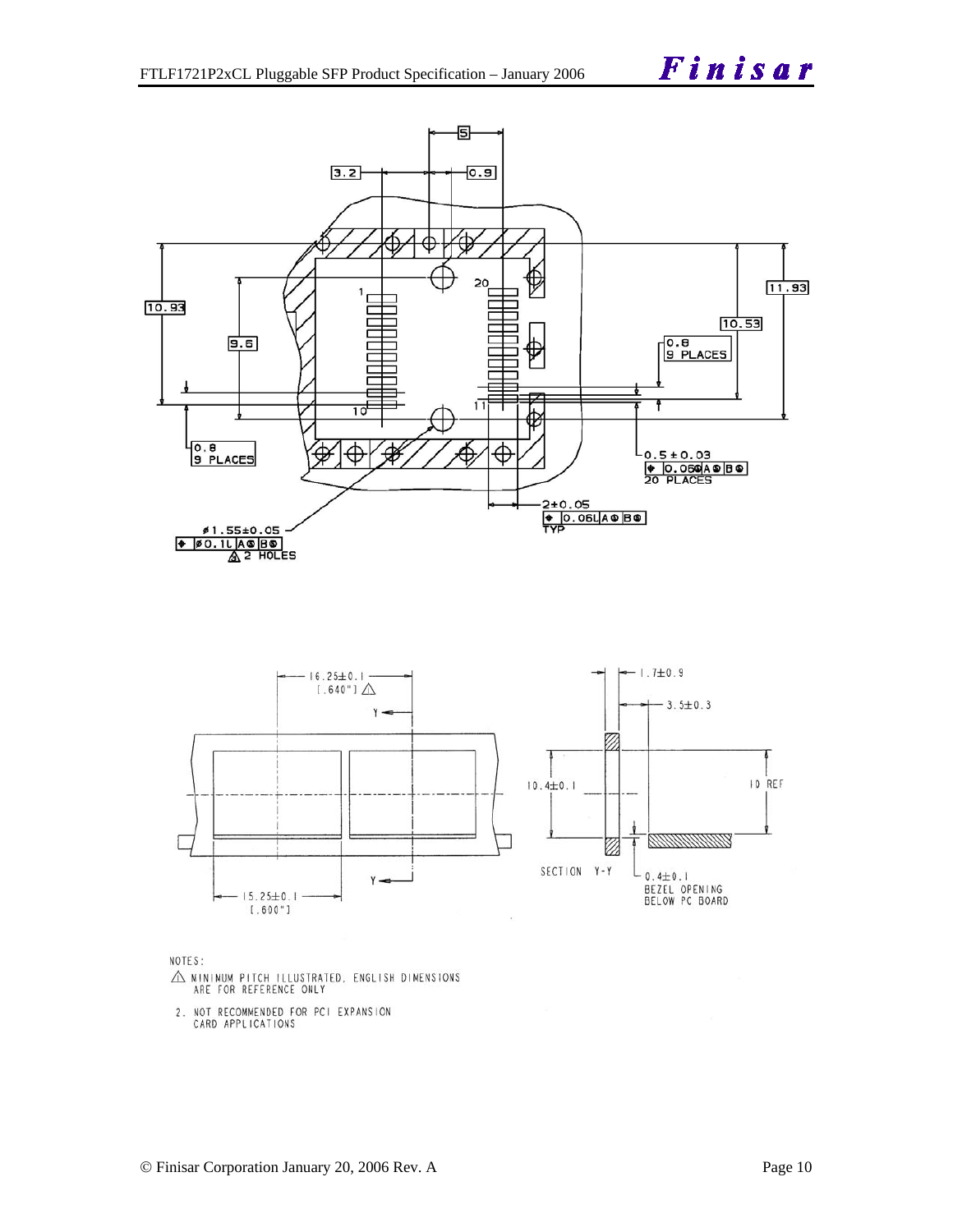NOTES:

1. MINIMUM PITCH ILLUSTRATED, ENGLISH DIMENSIONS ARE FOR REFERENCE ONLY
2. NOT RECOMMENDED FOR PCI EXPANSION CARD APPLICATIONS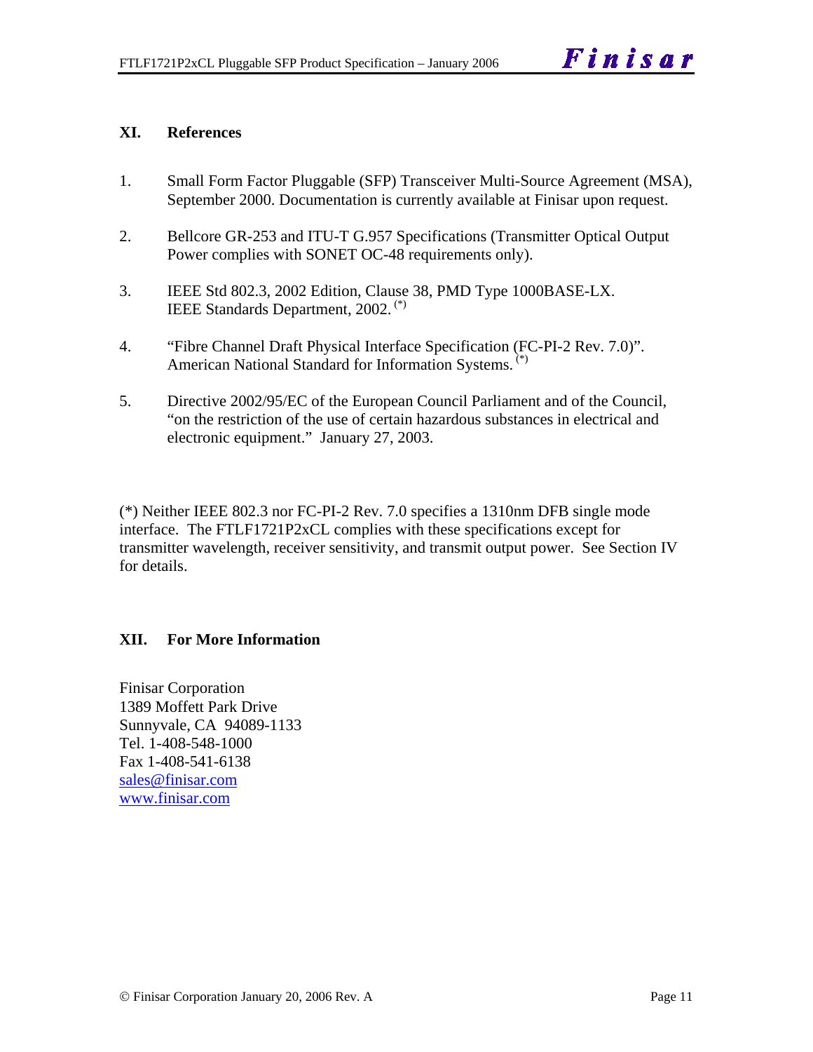## XI. References

1. Small Form Factor Pluggable (SFP) Transceiver Multi-Source Agreement (MSA), September 2000. Documentation is currently available at Finisar upon request.

2. Bellcore GR-253 and ITU-T G.957 Specifications (Transmitter Optical Output Power complies with SONET OC-48 requirements only).

3. IEEE Std 802.3, 2002 Edition, Clause 38, PMD Type 1000BASE-LX. IEEE Standards Department, 2002. (*)

4. "Fibre Channel Draft Physical Interface Specification (FC-PI-2 Rev. 7.0)". American National Standard for Information Systems. (*)

5. Directive 2002/95/EC of the European Council Parliament and of the Council, "on the restriction of the use of certain hazardous substances in electrical and electronic equipment." January 27, 2003.

(*) Neither IEEE 802.3 nor FC-PI-2 Rev. 7.0 specifies a 1310nm DFB single mode interface. The FTLF1721P2xCL complies with these specifications except for transmitter wavelength, receiver sensitivity, and transmit output power. See Section IV for details.

## XII. For More Information

Finisar Corporation
1389 Moffett Park Drive
Sunnyvale, CA 94089-1133
Tel. 1-408-548-1000
Fax 1-408-541-6138
sales@finisar.com
www.finisar.com